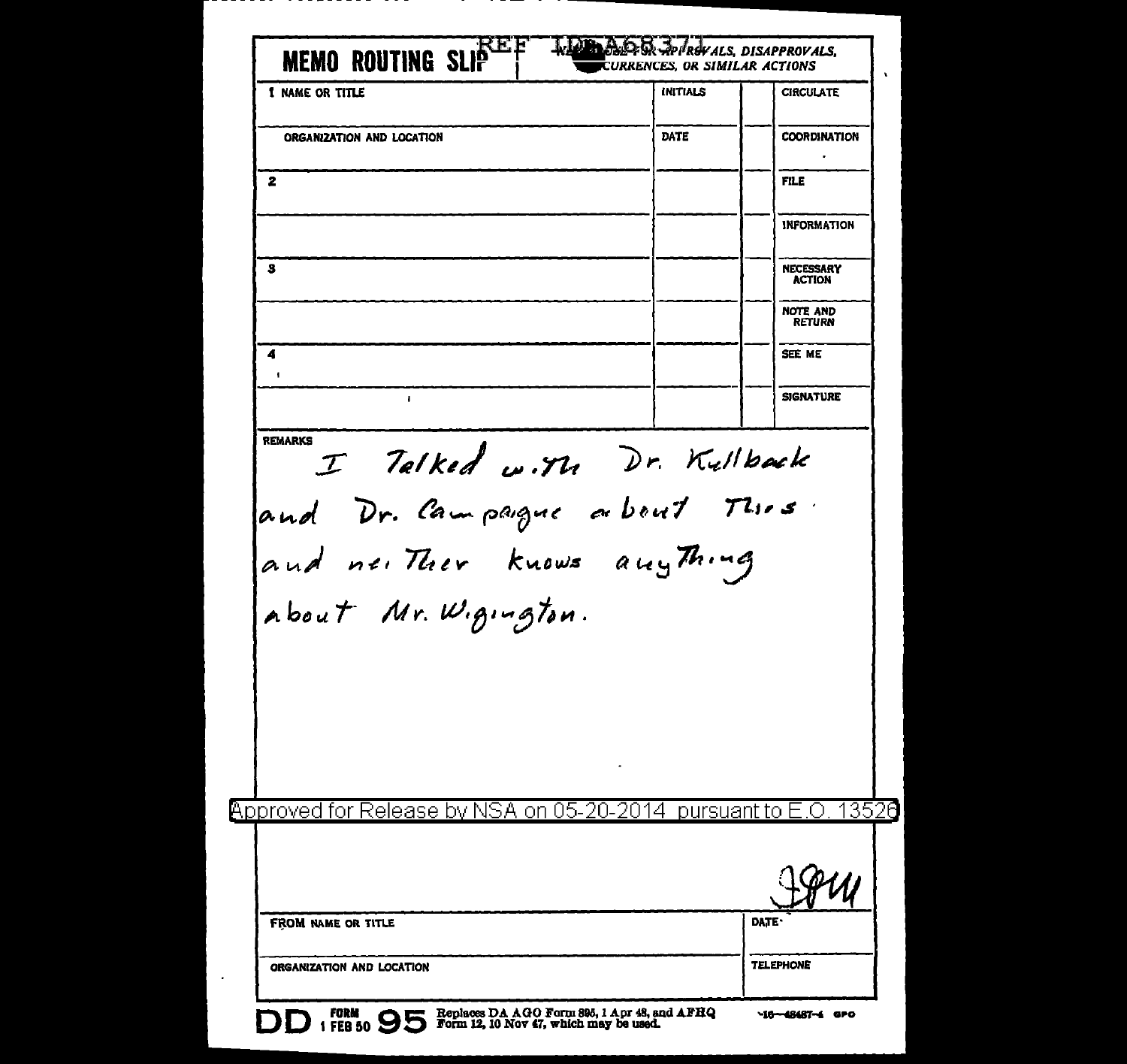REF ID:A68371

# MEMO ROUTING SLIP

NEVER USE FOR APPROVALS, DISAPPROVALS, CONCURRENCES, OR SIMILAR ACTIONS

| 1 NAME OR TITLE | INITIALS | | CIRCULATE |
|---|---|---|---|
| ORGANIZATION AND LOCATION | DATE | | COORDINATION |
| 2 | | | FILE |
| | | | INFORMATION |
| 3 | | | NECESSARY ACTION |
| | | | NOTE AND RETURN |
| 4 | | | SEE ME |
| | | | SIGNATURE |

REMARKS

I Talked with Dr. Kullback and Dr. Campaigne about This and neither knows anything about Mr. Wigington.

Approved for Release by NSA on 05-20-2014 pursuant to E.O. 13526

JPM

| FROM NAME OR TITLE | DATE |
|---|---|
| ORGANIZATION AND LOCATION | TELEPHONE |

DD FORM 1 FEB 50 95 Replaces DA AGO Form 895, 1 Apr 48, and AFHQ Form 12, 10 Nov 47, which may be used. 16—48487-4 GPO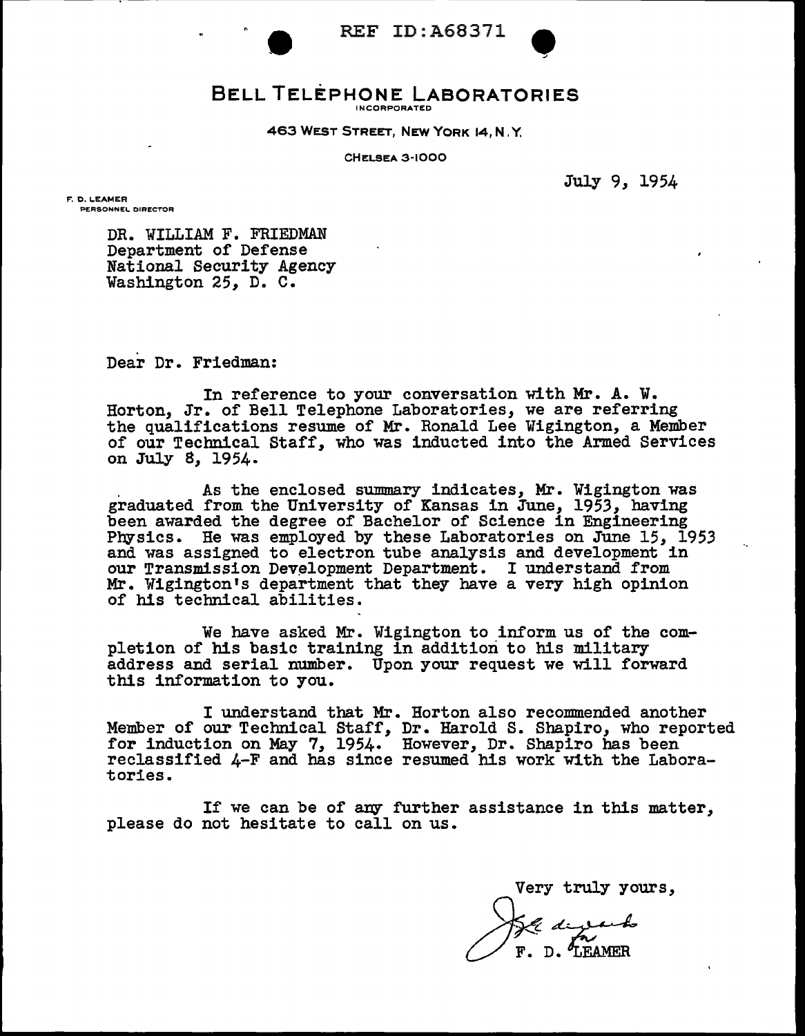REF ID:A68371

# BELL TELEPHONE LABORATORIES

INCORPORATED

463 WEST STREET, NEW YORK 14, N.Y.

CHELSEA 3-1000

July 9, 1954

F. D. LEAMER
PERSONNEL DIRECTOR

DR. WILLIAM F. FRIEDMAN
Department of Defense
National Security Agency
Washington 25, D. C.

Dear Dr. Friedman:

In reference to your conversation with Mr. A. W. Horton, Jr. of Bell Telephone Laboratories, we are referring the qualifications resume of Mr. Ronald Lee Wigington, a Member of our Technical Staff, who was inducted into the Armed Services on July 8, 1954.

As the enclosed summary indicates, Mr. Wigington was graduated from the University of Kansas in June, 1953, having been awarded the degree of Bachelor of Science in Engineering Physics. He was employed by these Laboratories on June 15, 1953 and was assigned to electron tube analysis and development in our Transmission Development Department. I understand from Mr. Wigington's department that they have a very high opinion of his technical abilities.

We have asked Mr. Wigington to inform us of the completion of his basic training in addition to his military address and serial number. Upon your request we will forward this information to you.

I understand that Mr. Horton also recommended another Member of our Technical Staff, Dr. Harold S. Shapiro, who reported for induction on May 7, 1954. However, Dr. Shapiro has been reclassified 4-F and has since resumed his work with the Laboratories.

If we can be of any further assistance in this matter, please do not hesitate to call on us.

Very truly yours,

F. D. LEAMER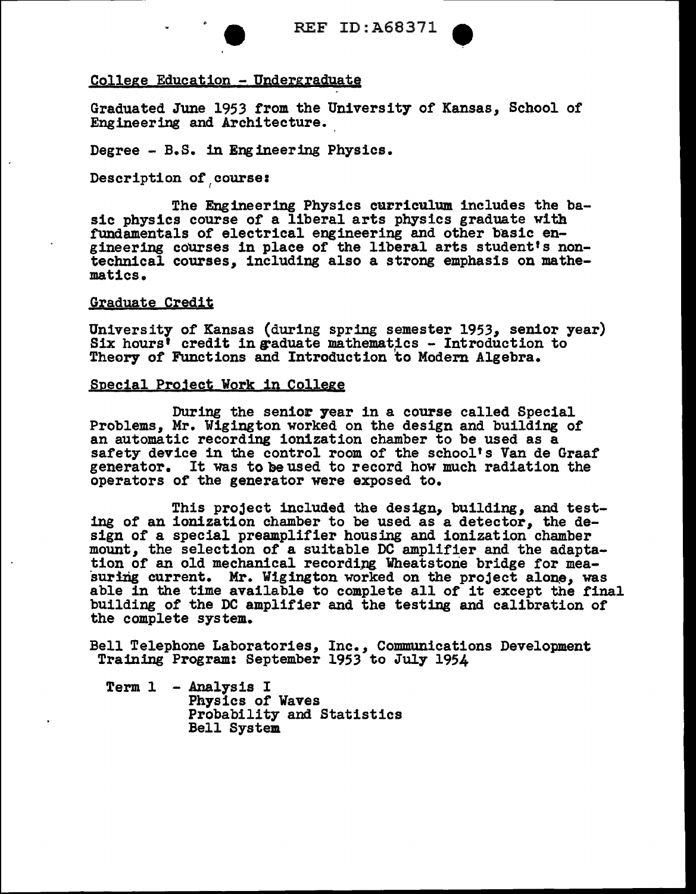## College Education - Undergraduate

Graduated June 1953 from the University of Kansas, School of Engineering and Architecture.

Degree - B.S. in Engineering Physics.

Description of course:

The Engineering Physics curriculum includes the basic physics course of a liberal arts physics graduate with fundamentals of electrical engineering and other basic engineering courses in place of the liberal arts student's nontechnical courses, including also a strong emphasis on mathematics.

## Graduate Credit

University of Kansas (during spring semester 1953, senior year) Six hours' credit in graduate mathematics - Introduction to Theory of Functions and Introduction to Modern Algebra.

## Special Project Work in College

During the senior year in a course called Special Problems, Mr. Wigington worked on the design and building of an automatic recording ionization chamber to be used as a safety device in the control room of the school's Van de Graaf generator. It was to be used to record how much radiation the operators of the generator were exposed to.

This project included the design, building, and testing of an ionization chamber to be used as a detector, the design of a special preamplifier housing and ionization chamber mount, the selection of a suitable DC amplifier and the adaptation of an old mechanical recording Wheatstone bridge for measuring current. Mr. Wigington worked on the project alone, was able in the time available to complete all of it except the final building of the DC amplifier and the testing and calibration of the complete system.

Bell Telephone Laboratories, Inc., Communications Development Training Program: September 1953 to July 1954

Term 1 - Analysis I
- Physics of Waves
- Probability and Statistics
- Bell System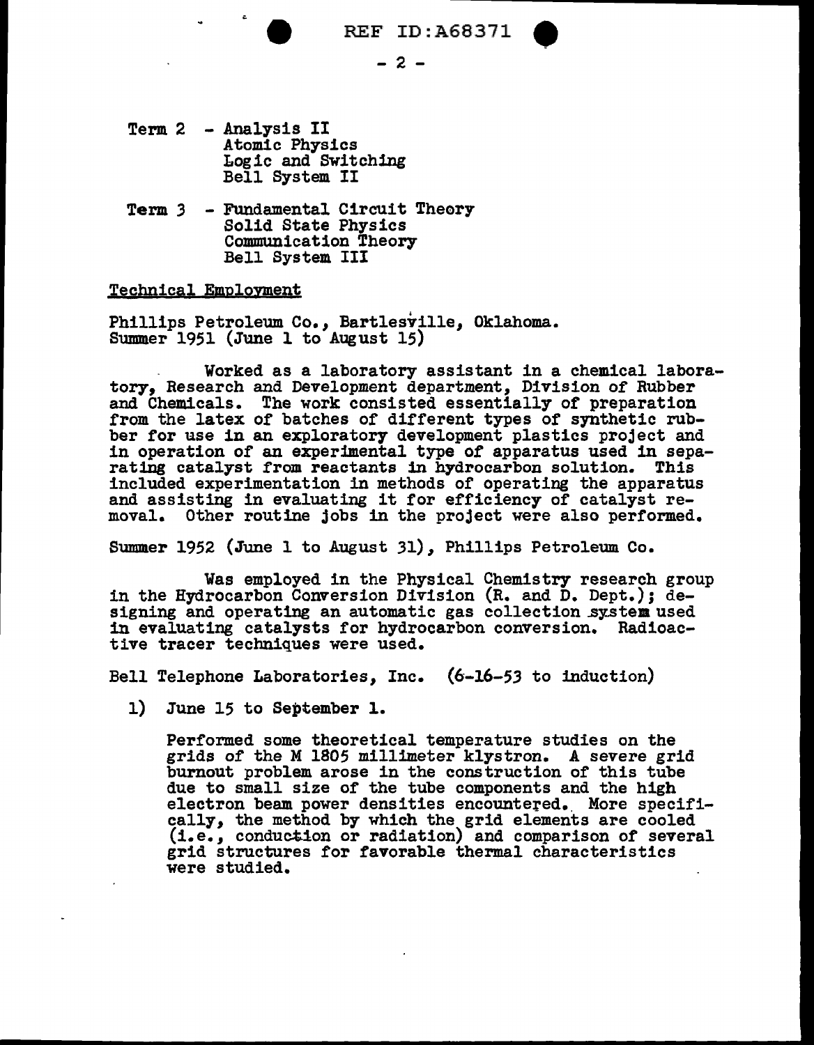Term 2 - Analysis II
Atomic Physics
Logic and Switching
Bell System II

Term 3 - Fundamental Circuit Theory
Solid State Physics
Communication Theory
Bell System III

Technical Employment

Phillips Petroleum Co., Bartlesville, Oklahoma.
Summer 1951 (June 1 to August 15)

Worked as a laboratory assistant in a chemical laboratory, Research and Development department, Division of Rubber and Chemicals. The work consisted essentially of preparation from the latex of batches of different types of synthetic rubber for use in an exploratory development plastics project and in operation of an experimental type of apparatus used in separating catalyst from reactants in hydrocarbon solution. This included experimentation in methods of operating the apparatus and assisting in evaluating it for efficiency of catalyst removal. Other routine jobs in the project were also performed.

Summer 1952 (June 1 to August 31), Phillips Petroleum Co.

Was employed in the Physical Chemistry research group in the Hydrocarbon Conversion Division (R. and D. Dept.); designing and operating an automatic gas collection system used in evaluating catalysts for hydrocarbon conversion. Radioactive tracer techniques were used.

Bell Telephone Laboratories, Inc. (6-16-53 to induction)

1) June 15 to September 1.

   Performed some theoretical temperature studies on the grids of the M 1805 millimeter klystron. A severe grid burnout problem arose in the construction of this tube due to small size of the tube components and the high electron beam power densities encountered. More specifically, the method by which the grid elements are cooled (i.e., conduction or radiation) and comparison of several grid structures for favorable thermal characteristics were studied.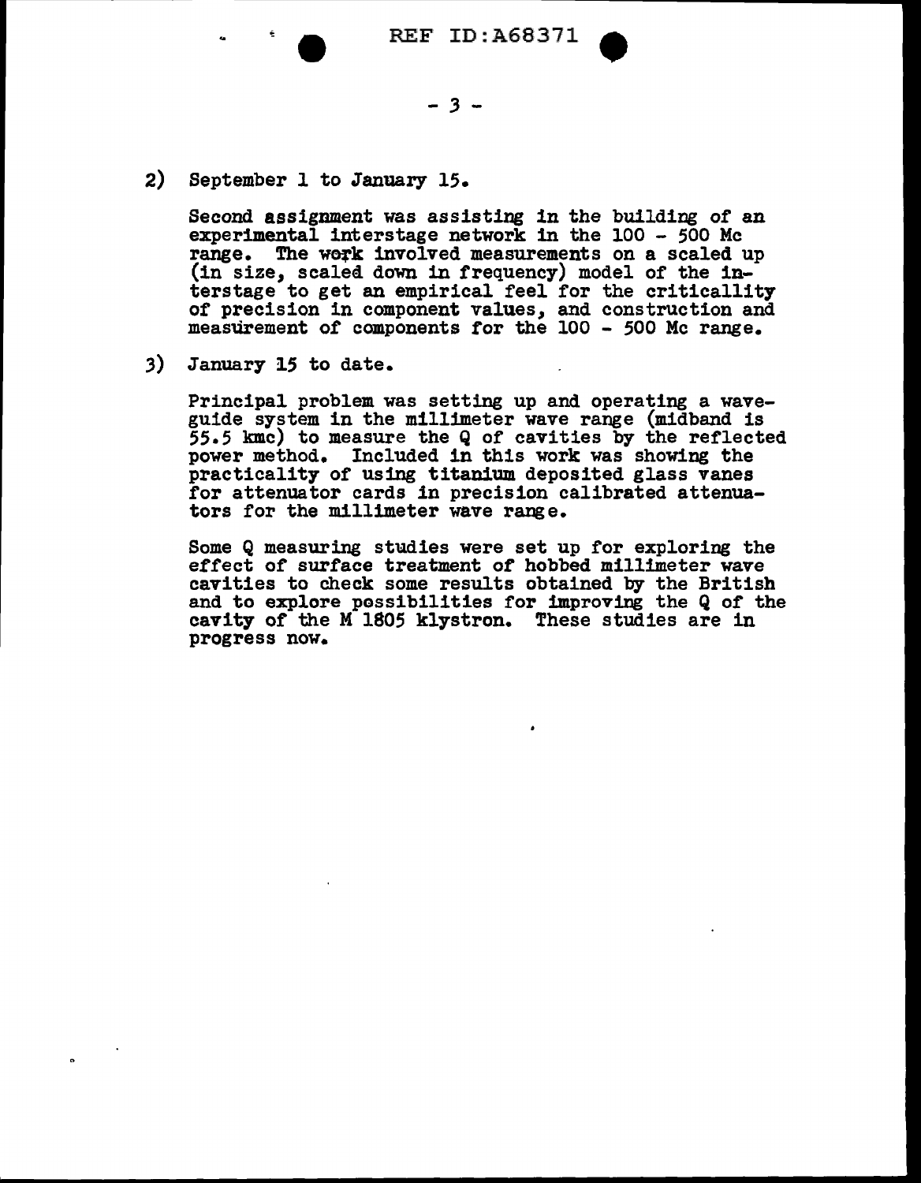2) September 1 to January 15.

   Second assignment was assisting in the building of an experimental interstage network in the 100 - 500 Mc range. The work involved measurements on a scaled up (in size, scaled down in frequency) model of the interstage to get an empirical feel for the criticallity of precision in component values, and construction and measurement of components for the 100 - 500 Mc range.

3) January 15 to date.

   Principal problem was setting up and operating a waveguide system in the millimeter wave range (midband is 55.5 kmc) to measure the Q of cavities by the reflected power method. Included in this work was showing the practicality of using titanium deposited glass vanes for attenuator cards in precision calibrated attenuators for the millimeter wave range.

   Some Q measuring studies were set up for exploring the effect of surface treatment of hobbed millimeter wave cavities to check some results obtained by the British and to explore possibilities for improving the Q of the cavity of the M 1805 klystron. These studies are in progress now.